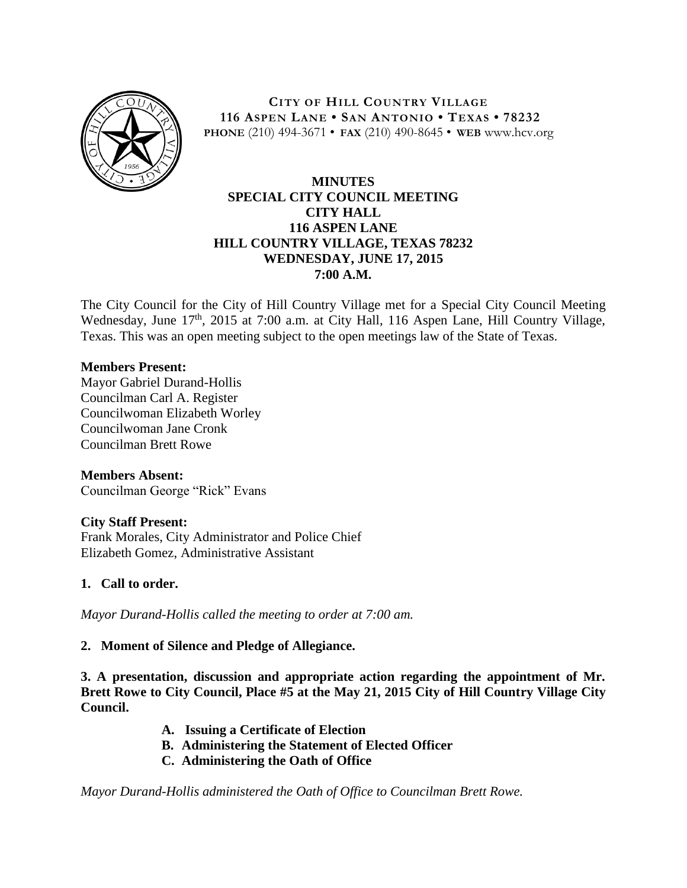**CITY OF HILL COUNTRY VILLAGE**
**116 ASPEN LANE • SAN ANTONIO • TEXAS • 78232**
**PHONE** (210) 494-3671 • **FAX** (210) 490-8645 • **WEB** www.hcv.org

# MINUTES
## SPECIAL CITY COUNCIL MEETING
## CITY HALL
## 116 ASPEN LANE
## HILL COUNTRY VILLAGE, TEXAS 78232
## WEDNESDAY, JUNE 17, 2015
## 7:00 A.M.

The City Council for the City of Hill Country Village met for a Special City Council Meeting Wednesday, June 17th, 2015 at 7:00 a.m. at City Hall, 116 Aspen Lane, Hill Country Village, Texas. This was an open meeting subject to the open meetings law of the State of Texas.

**Members Present:**
Mayor Gabriel Durand-Hollis
Councilman Carl A. Register
Councilwoman Elizabeth Worley
Councilwoman Jane Cronk
Councilman Brett Rowe

**Members Absent:**
Councilman George "Rick" Evans

**City Staff Present:**
Frank Morales, City Administrator and Police Chief
Elizabeth Gomez, Administrative Assistant

**1. Call to order.**

*Mayor Durand-Hollis called the meeting to order at 7:00 am.*

**2. Moment of Silence and Pledge of Allegiance.**

**3. A presentation, discussion and appropriate action regarding the appointment of Mr. Brett Rowe to City Council, Place #5 at the May 21, 2015 City of Hill Country Village City Council.**

- **A. Issuing a Certificate of Election**
- **B. Administering the Statement of Elected Officer**
- **C. Administering the Oath of Office**

*Mayor Durand-Hollis administered the Oath of Office to Councilman Brett Rowe.*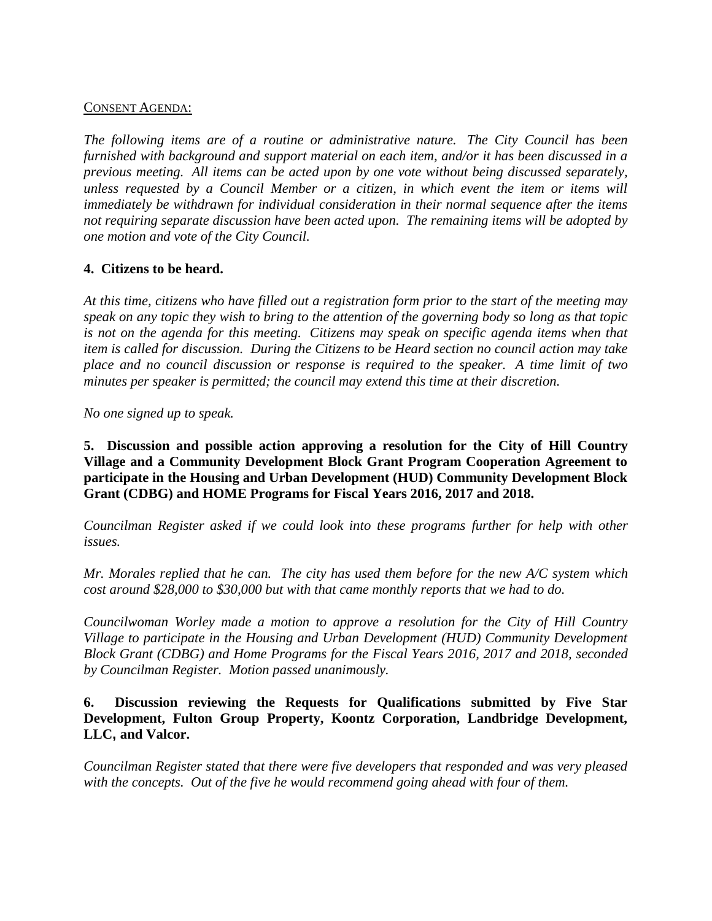CONSENT AGENDA:

*The following items are of a routine or administrative nature. The City Council has been furnished with background and support material on each item, and/or it has been discussed in a previous meeting. All items can be acted upon by one vote without being discussed separately, unless requested by a Council Member or a citizen, in which event the item or items will immediately be withdrawn for individual consideration in their normal sequence after the items not requiring separate discussion have been acted upon. The remaining items will be adopted by one motion and vote of the City Council.*

**4. Citizens to be heard.**

*At this time, citizens who have filled out a registration form prior to the start of the meeting may speak on any topic they wish to bring to the attention of the governing body so long as that topic is not on the agenda for this meeting. Citizens may speak on specific agenda items when that item is called for discussion. During the Citizens to be Heard section no council action may take place and no council discussion or response is required to the speaker. A time limit of two minutes per speaker is permitted; the council may extend this time at their discretion.*

*No one signed up to speak.*

**5. Discussion and possible action approving a resolution for the City of Hill Country Village and a Community Development Block Grant Program Cooperation Agreement to participate in the Housing and Urban Development (HUD) Community Development Block Grant (CDBG) and HOME Programs for Fiscal Years 2016, 2017 and 2018.**

*Councilman Register asked if we could look into these programs further for help with other issues.*

*Mr. Morales replied that he can. The city has used them before for the new A/C system which cost around $28,000 to $30,000 but with that came monthly reports that we had to do.*

*Councilwoman Worley made a motion to approve a resolution for the City of Hill Country Village to participate in the Housing and Urban Development (HUD) Community Development Block Grant (CDBG) and Home Programs for the Fiscal Years 2016, 2017 and 2018, seconded by Councilman Register. Motion passed unanimously.*

**6. Discussion reviewing the Requests for Qualifications submitted by Five Star Development, Fulton Group Property, Koontz Corporation, Landbridge Development, LLC, and Valcor.**

*Councilman Register stated that there were five developers that responded and was very pleased with the concepts. Out of the five he would recommend going ahead with four of them.*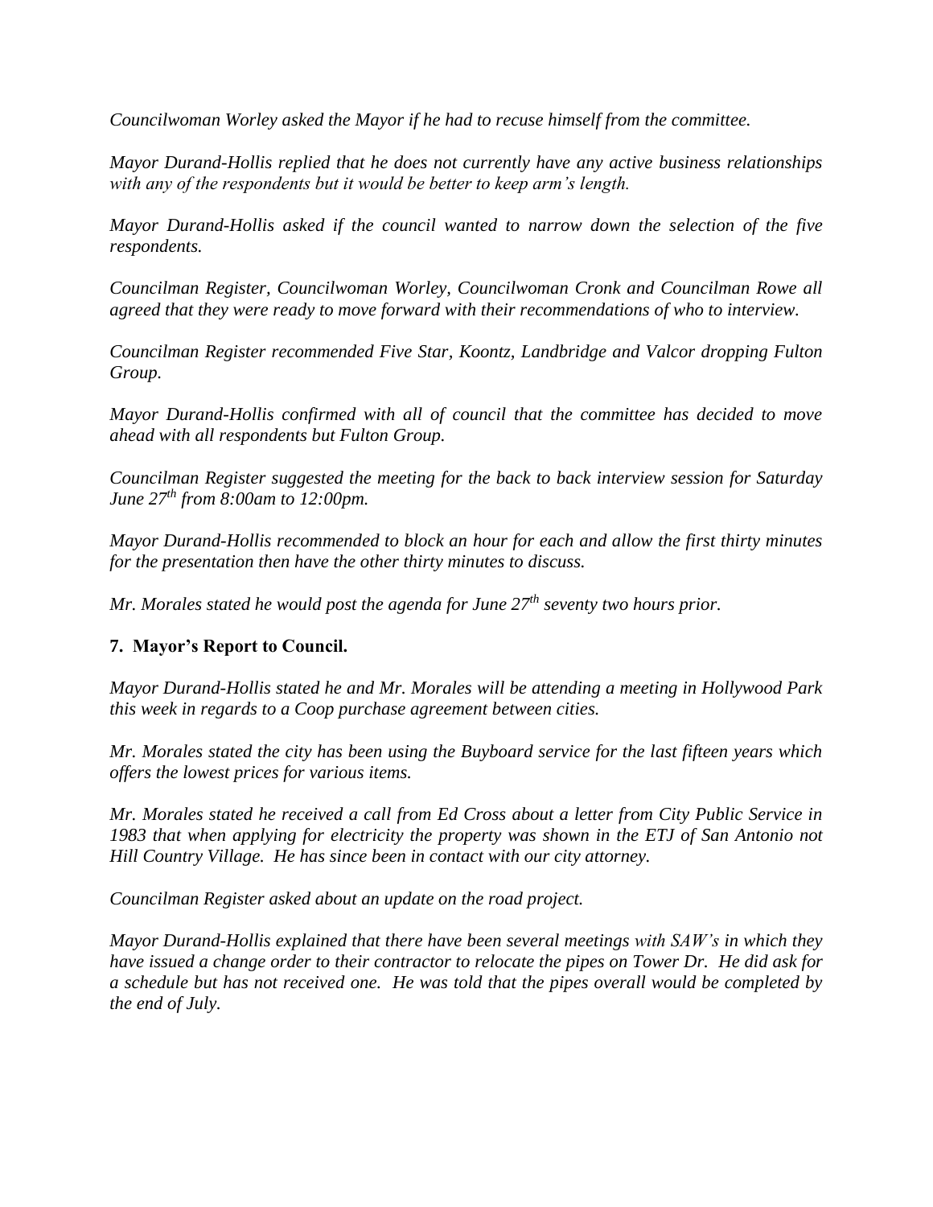*Councilwoman Worley asked the Mayor if he had to recuse himself from the committee.*

*Mayor Durand-Hollis replied that he does not currently have any active business relationships with any of the respondents but it would be better to keep arm's length.*

*Mayor Durand-Hollis asked if the council wanted to narrow down the selection of the five respondents.*

*Councilman Register, Councilwoman Worley, Councilwoman Cronk and Councilman Rowe all agreed that they were ready to move forward with their recommendations of who to interview.*

*Councilman Register recommended Five Star, Koontz, Landbridge and Valcor dropping Fulton Group.*

*Mayor Durand-Hollis confirmed with all of council that the committee has decided to move ahead with all respondents but Fulton Group.*

*Councilman Register suggested the meeting for the back to back interview session for Saturday June 27th from 8:00am to 12:00pm.*

*Mayor Durand-Hollis recommended to block an hour for each and allow the first thirty minutes for the presentation then have the other thirty minutes to discuss.*

*Mr. Morales stated he would post the agenda for June 27th seventy two hours prior.*

**7. Mayor's Report to Council.**

*Mayor Durand-Hollis stated he and Mr. Morales will be attending a meeting in Hollywood Park this week in regards to a Coop purchase agreement between cities.*

*Mr. Morales stated the city has been using the Buyboard service for the last fifteen years which offers the lowest prices for various items.*

*Mr. Morales stated he received a call from Ed Cross about a letter from City Public Service in 1983 that when applying for electricity the property was shown in the ETJ of San Antonio not Hill Country Village. He has since been in contact with our city attorney.*

*Councilman Register asked about an update on the road project.*

*Mayor Durand-Hollis explained that there have been several meetings with SAW's in which they have issued a change order to their contractor to relocate the pipes on Tower Dr. He did ask for a schedule but has not received one. He was told that the pipes overall would be completed by the end of July.*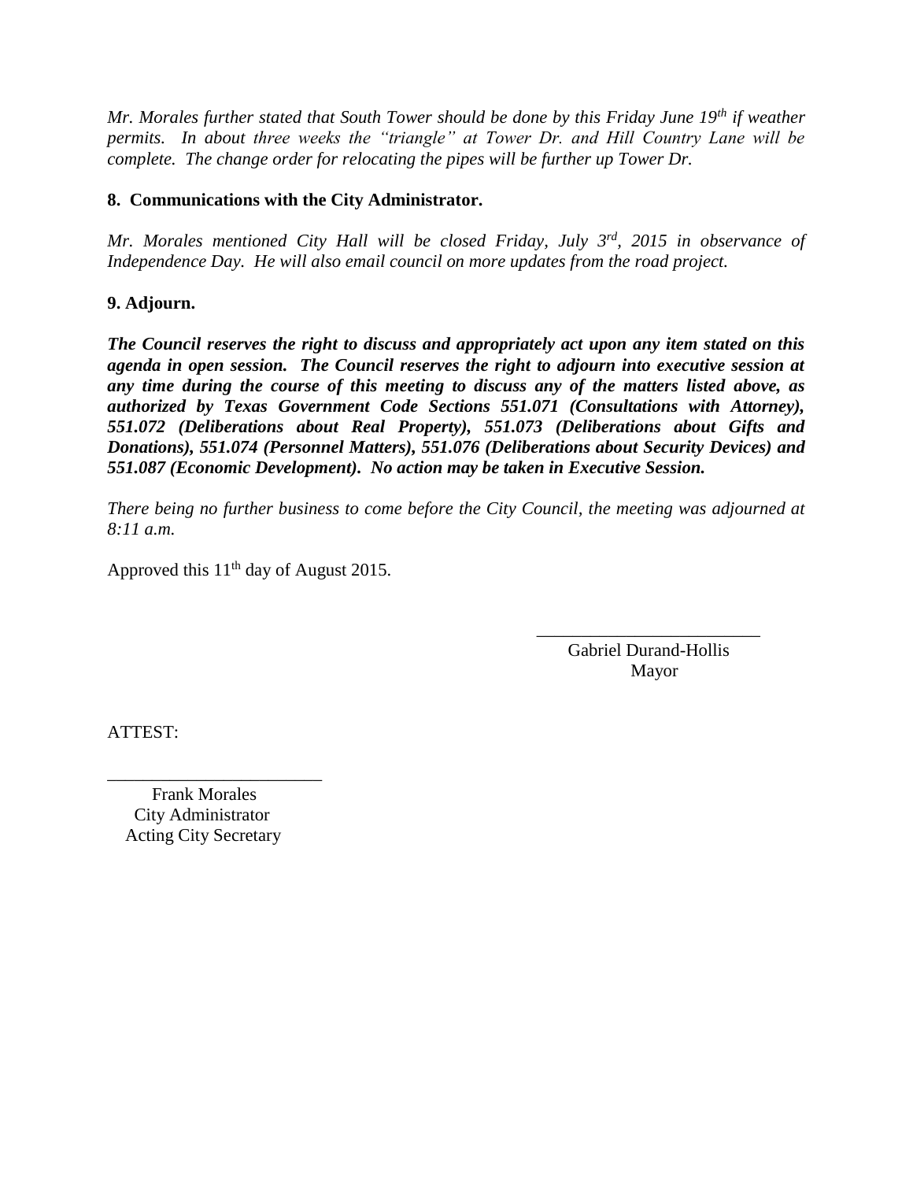*Mr. Morales further stated that South Tower should be done by this Friday June 19th if weather permits. In about three weeks the "triangle" at Tower Dr. and Hill Country Lane will be complete. The change order for relocating the pipes will be further up Tower Dr.*

**8. Communications with the City Administrator.**

*Mr. Morales mentioned City Hall will be closed Friday, July 3rd, 2015 in observance of Independence Day. He will also email council on more updates from the road project.*

**9. Adjourn.**

***The Council reserves the right to discuss and appropriately act upon any item stated on this agenda in open session. The Council reserves the right to adjourn into executive session at any time during the course of this meeting to discuss any of the matters listed above, as authorized by Texas Government Code Sections 551.071 (Consultations with Attorney), 551.072 (Deliberations about Real Property), 551.073 (Deliberations about Gifts and Donations), 551.074 (Personnel Matters), 551.076 (Deliberations about Security Devices) and 551.087 (Economic Development). No action may be taken in Executive Session.***

*There being no further business to come before the City Council, the meeting was adjourned at 8:11 a.m.*

Approved this 11th day of August 2015.

_________________________
Gabriel Durand-Hollis
Mayor

ATTEST:

_________________________
Frank Morales
City Administrator
Acting City Secretary